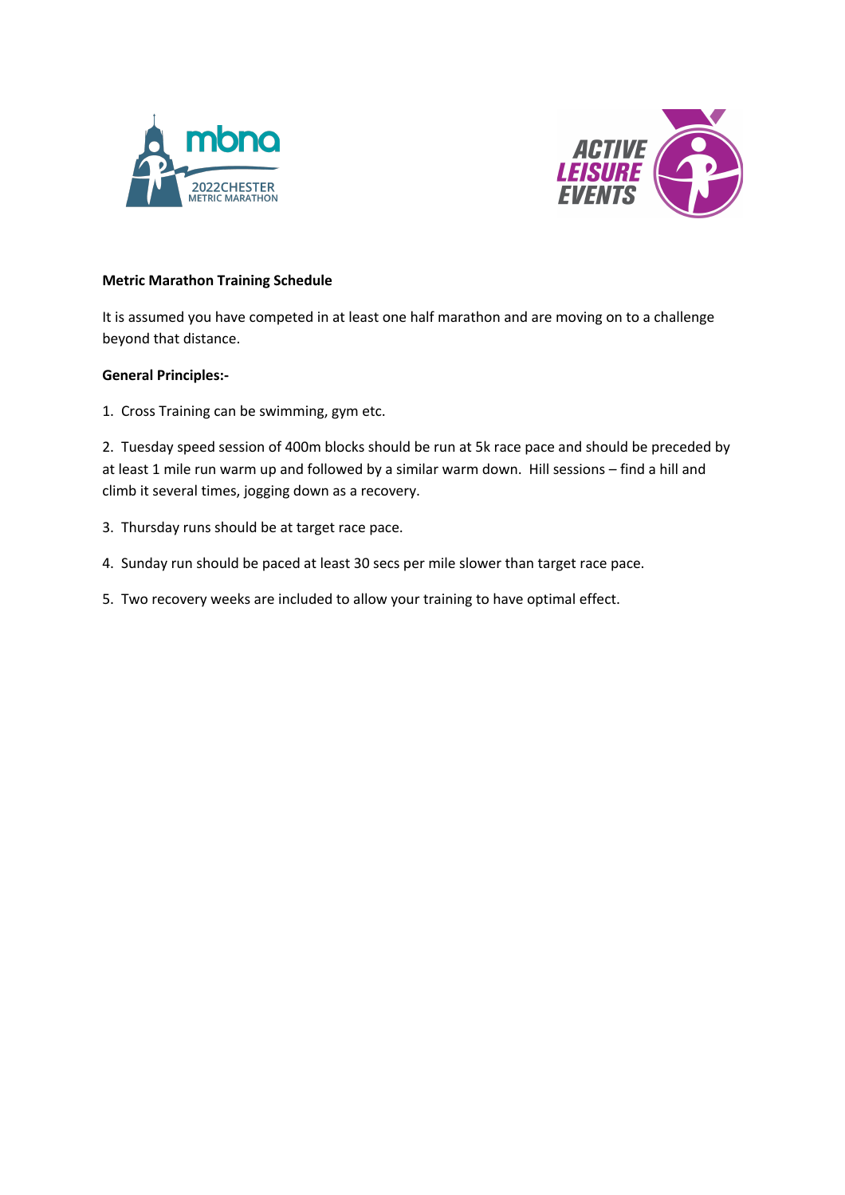**Metric Marathon Training Schedule**

It is assumed you have competed in at least one half marathon and are moving on to a challenge beyond that distance.

**General Principles:-**

1. Cross Training can be swimming, gym etc.

2. Tuesday speed session of 400m blocks should be run at 5k race pace and should be preceded by at least 1 mile run warm up and followed by a similar warm down. Hill sessions – find a hill and climb it several times, jogging down as a recovery.

3. Thursday runs should be at target race pace.

4. Sunday run should be paced at least 30 secs per mile slower than target race pace.

5. Two recovery weeks are included to allow your training to have optimal effect.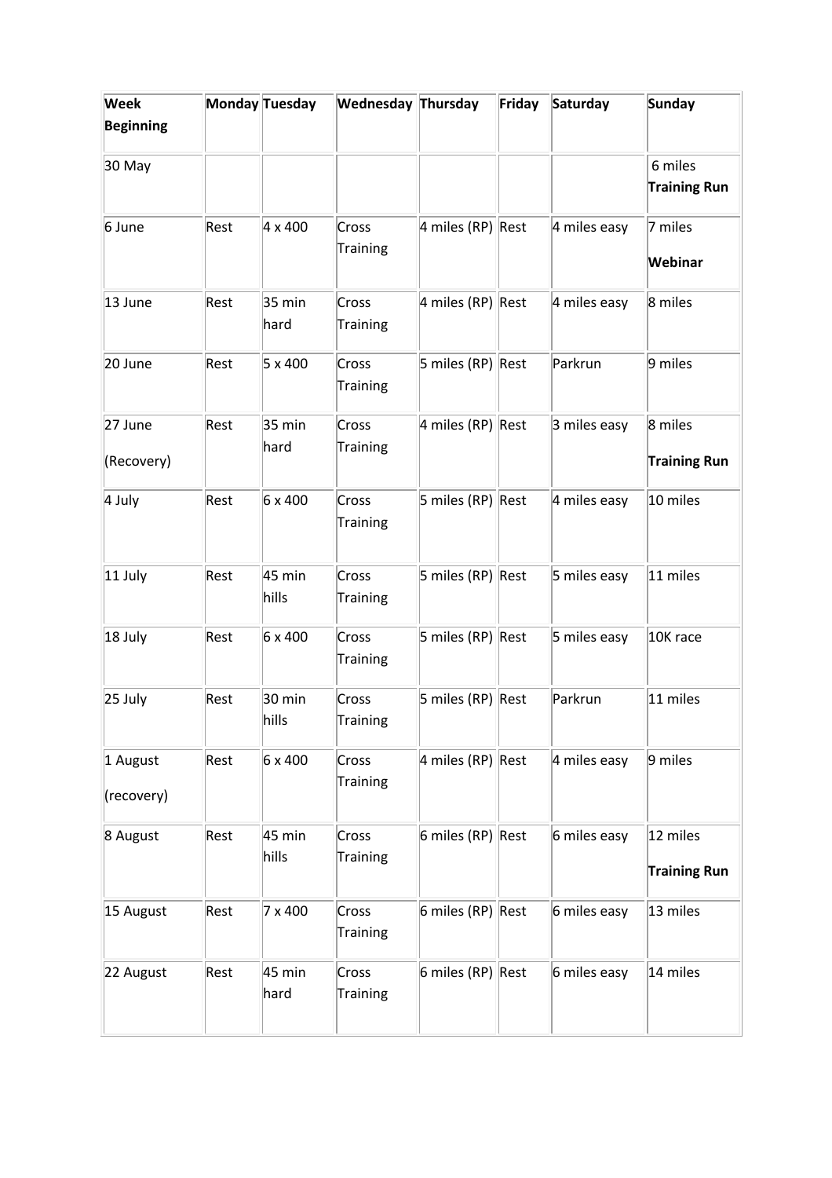| Week Beginning | Monday | Tuesday | Wednesday | Thursday | Friday | Saturday | Sunday |
|---|---|---|---|---|---|---|---|
| 30 May | | | | | | | 6 miles **Training Run** |
| 6 June | Rest | 4 x 400 | Cross Training | 4 miles (RP) | Rest | 4 miles easy | 7 miles **Webinar** |
| 13 June | Rest | 35 min hard | Cross Training | 4 miles (RP) | Rest | 4 miles easy | 8 miles |
| 20 June | Rest | 5 x 400 | Cross Training | 5 miles (RP) | Rest | Parkrun | 9 miles |
| 27 June (Recovery) | Rest | 35 min hard | Cross Training | 4 miles (RP) | Rest | 3 miles easy | 8 miles **Training Run** |
| 4 July | Rest | 6 x 400 | Cross Training | 5 miles (RP) | Rest | 4 miles easy | 10 miles |
| 11 July | Rest | 45 min hills | Cross Training | 5 miles (RP) | Rest | 5 miles easy | 11 miles |
| 18 July | Rest | 6 x 400 | Cross Training | 5 miles (RP) | Rest | 5 miles easy | 10K race |
| 25 July | Rest | 30 min hills | Cross Training | 5 miles (RP) | Rest | Parkrun | 11 miles |
| 1 August (recovery) | Rest | 6 x 400 | Cross Training | 4 miles (RP) | Rest | 4 miles easy | 9 miles |
| 8 August | Rest | 45 min hills | Cross Training | 6 miles (RP) | Rest | 6 miles easy | 12 miles **Training Run** |
| 15 August | Rest | 7 x 400 | Cross Training | 6 miles (RP) | Rest | 6 miles easy | 13 miles |
| 22 August | Rest | 45 min hard | Cross Training | 6 miles (RP) | Rest | 6 miles easy | 14 miles |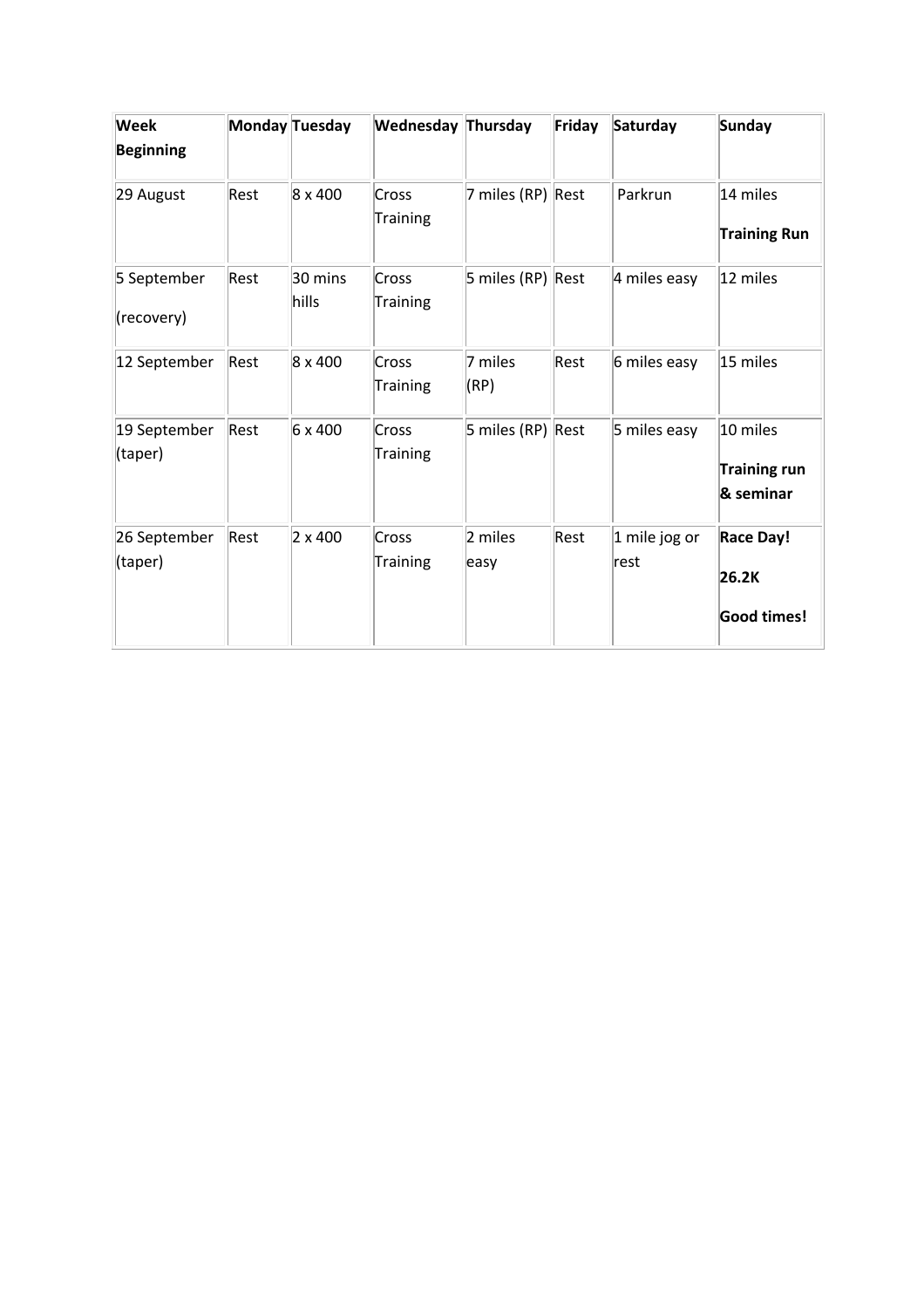| Week Beginning | Monday | Tuesday | Wednesday | Thursday | Friday | Saturday | Sunday |
| --- | --- | --- | --- | --- | --- | --- | --- |
| 29 August | Rest | 8 x 400 | Cross Training | 7 miles (RP) | Rest | Parkrun | 14 miles **Training Run** |
| 5 September (recovery) | Rest | 30 mins hills | Cross Training | 5 miles (RP) | Rest | 4 miles easy | 12 miles |
| 12 September | Rest | 8 x 400 | Cross Training | 7 miles (RP) | Rest | 6 miles easy | 15 miles |
| 19 September (taper) | Rest | 6 x 400 | Cross Training | 5 miles (RP) | Rest | 5 miles easy | 10 miles **Training run & seminar** |
| 26 September (taper) | Rest | 2 x 400 | Cross Training | 2 miles easy | Rest | 1 mile jog or rest | **Race Day! 26.2K Good times!** |